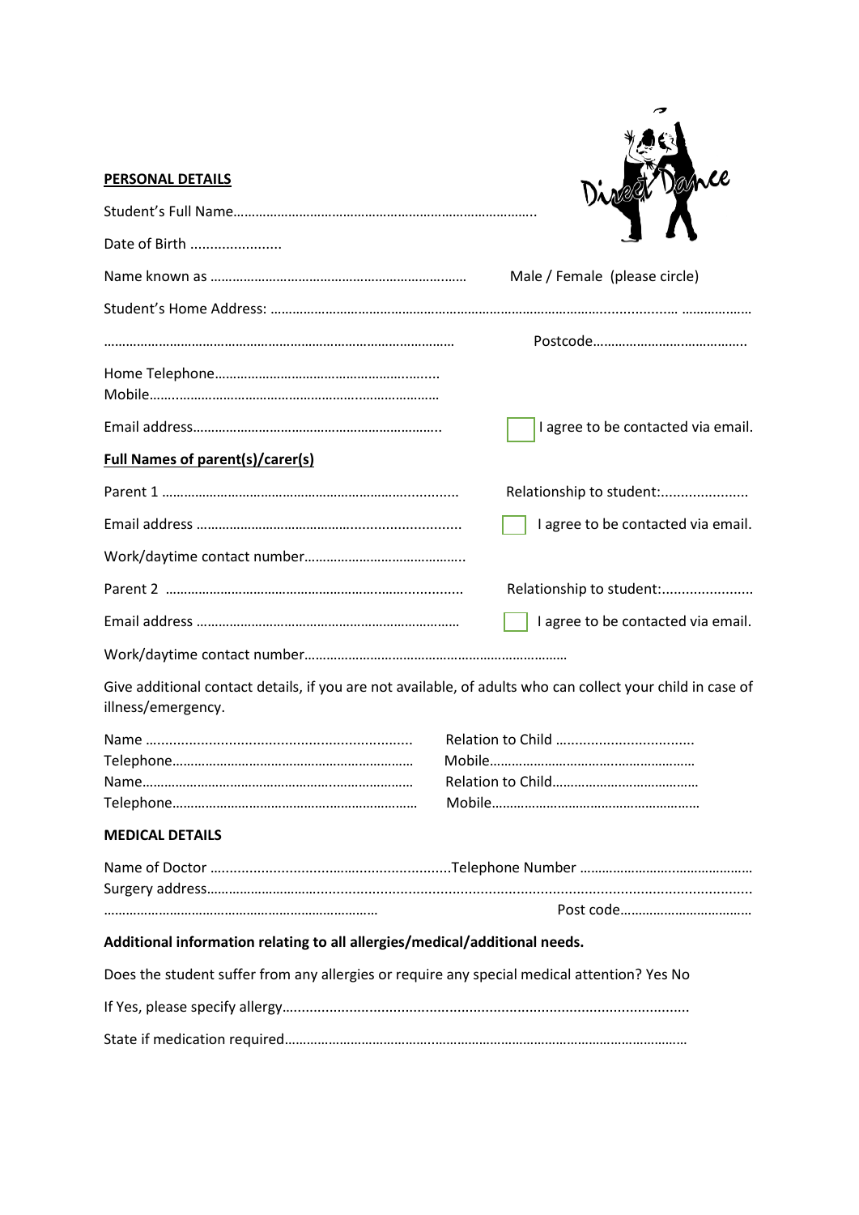**PERSONAL DETAILS**

Student's Full Name…………………………………………………………………………..

Date of Birth .......................

Name known as …………………………………………………….…… Male / Female (please circle)

Student's Home Address: ………………………………………………………………………..............… ………………

…………………………………………………………………………………… Postcode…………………………………..

Home Telephone……………………………………………….…....
Mobile…….………………………………………………..……………

Email address…………………………………………………………..  ☐ I agree to be contacted via email.

**Full Names of parent(s)/carer(s)**

Parent 1 ……………………………………………………………............ Relationship to student:......................

Email address …………………………………….......................... ☐ I agree to be contacted via email.

Work/daytime contact number……………………………………..

Parent 2 …………………………………………………………............ Relationship to student:.......................

Email address ……………………………………………………………… ☐ I agree to be contacted via email.

Work/daytime contact number………………………………………………………………

Give additional contact details, if you are not available, of adults who can collect your child in case of illness/emergency.

Name ................................................................ Relation to Child ..................................
Telephone………………………………………………………… Mobile………………………………………………
Name………………………………………………...……………… Relation to Child…………………………………
Telephone………………………………………………………… Mobile…………………………………………………

**MEDICAL DETAILS**

Name of Doctor ..........................................................Telephone Number ………………………..……………
Surgery address………………………......................................................................................................
………………………………………………………………… Post code………………………………

**Additional information relating to all allergies/medical/additional needs.**

Does the student suffer from any allergies or require any special medical attention? Yes No

If Yes, please specify allergy…..................................................................................................

State if medication required……………………………………………………………………………………………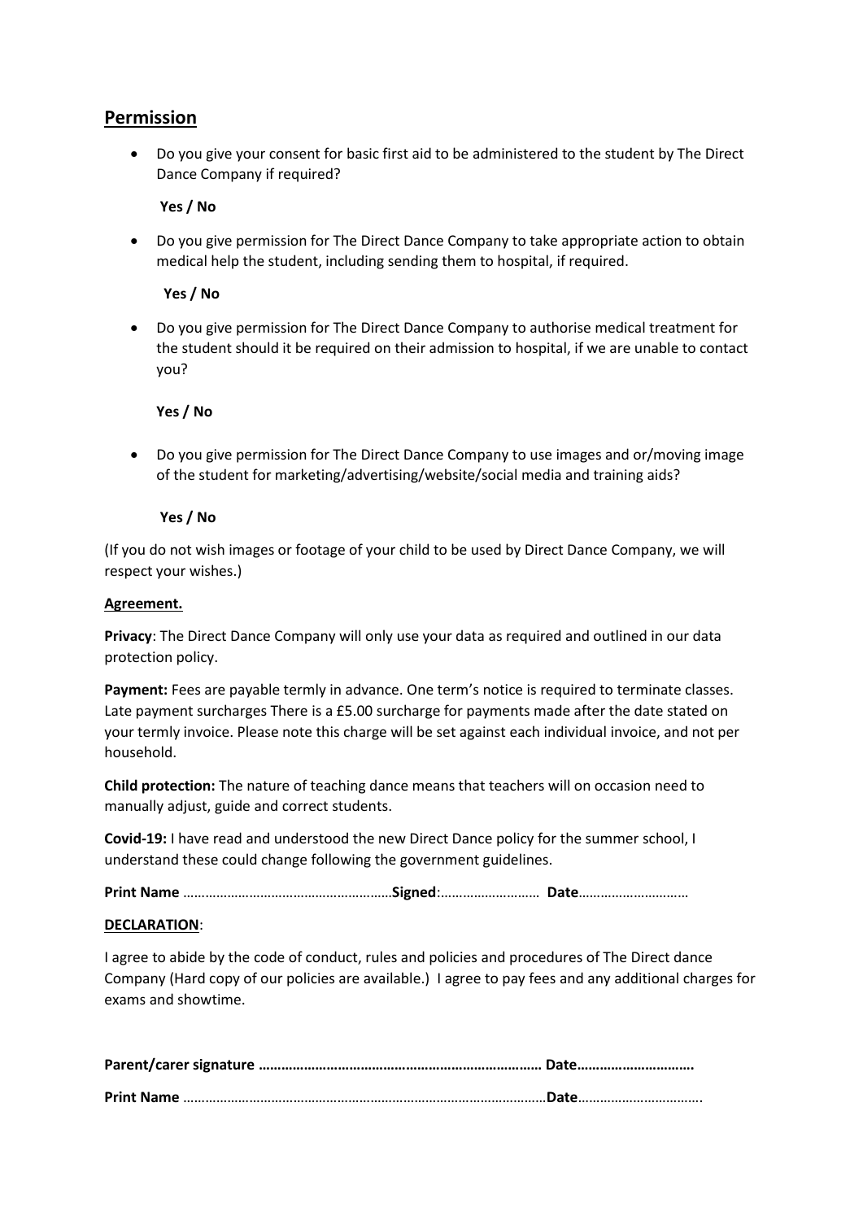## Permission

- Do you give your consent for basic first aid to be administered to the student by The Direct Dance Company if required?

  **Yes / No**

- Do you give permission for The Direct Dance Company to take appropriate action to obtain medical help the student, including sending them to hospital, if required.

  **Yes / No**

- Do you give permission for The Direct Dance Company to authorise medical treatment for the student should it be required on their admission to hospital, if we are unable to contact you?

  **Yes / No**

- Do you give permission for The Direct Dance Company to use images and or/moving image of the student for marketing/advertising/website/social media and training aids?

  **Yes / No**

(If you do not wish images or footage of your child to be used by Direct Dance Company, we will respect your wishes.)

**Agreement.**

**Privacy**: The Direct Dance Company will only use your data as required and outlined in our data protection policy.

**Payment:** Fees are payable termly in advance. One term's notice is required to terminate classes. Late payment surcharges There is a £5.00 surcharge for payments made after the date stated on your termly invoice. Please note this charge will be set against each individual invoice, and not per household.

**Child protection:** The nature of teaching dance means that teachers will on occasion need to manually adjust, guide and correct students.

**Covid-19:** I have read and understood the new Direct Dance policy for the summer school, I understand these could change following the government guidelines.

**Print Name** …………………………………………………**Signed**:……………………… **Date**…………………………

**DECLARATION**:

I agree to abide by the code of conduct, rules and policies and procedures of The Direct dance Company (Hard copy of our policies are available.) I agree to pay fees and any additional charges for exams and showtime.

**Parent/carer signature ………………………………………………………………… Date…………………………**

**Print Name** ………………………………………………………………………………………**Date**…………………………….